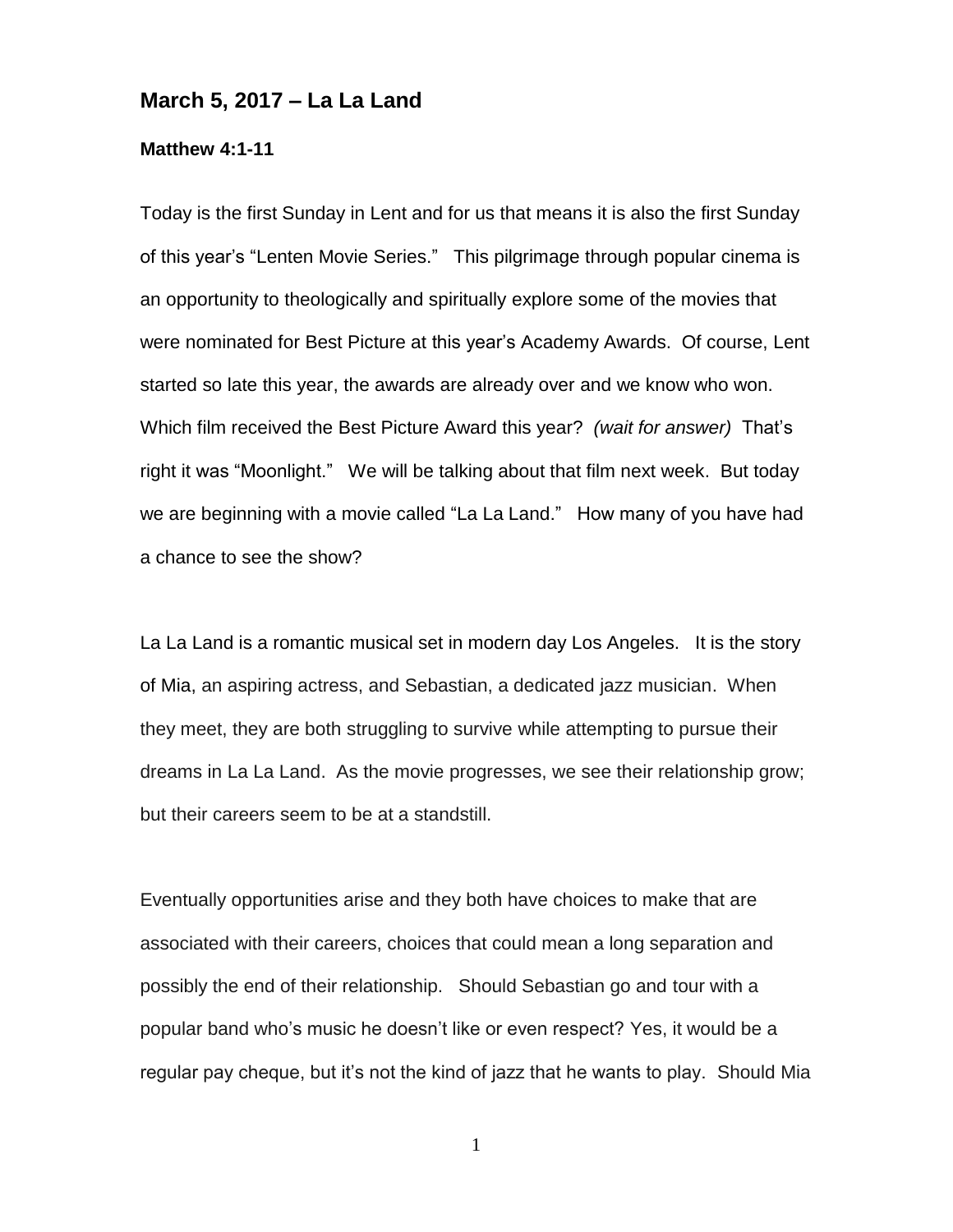## March 5, 2017 – La La Land

### Matthew 4:1-11

Today is the first Sunday in Lent and for us that means it is also the first Sunday of this year's "Lenten Movie Series." This pilgrimage through popular cinema is an opportunity to theologically and spiritually explore some of the movies that were nominated for Best Picture at this year's Academy Awards. Of course, Lent started so late this year, the awards are already over and we know who won. Which film received the Best Picture Award this year? *(wait for answer)* That's right it was "Moonlight." We will be talking about that film next week. But today we are beginning with a movie called "La La Land." How many of you have had a chance to see the show?

La La Land is a romantic musical set in modern day Los Angeles. It is the story of Mia, an aspiring actress, and Sebastian, a dedicated jazz musician. When they meet, they are both struggling to survive while attempting to pursue their dreams in La La Land. As the movie progresses, we see their relationship grow; but their careers seem to be at a standstill.

Eventually opportunities arise and they both have choices to make that are associated with their careers, choices that could mean a long separation and possibly the end of their relationship. Should Sebastian go and tour with a popular band who's music he doesn't like or even respect? Yes, it would be a regular pay cheque, but it's not the kind of jazz that he wants to play. Should Mia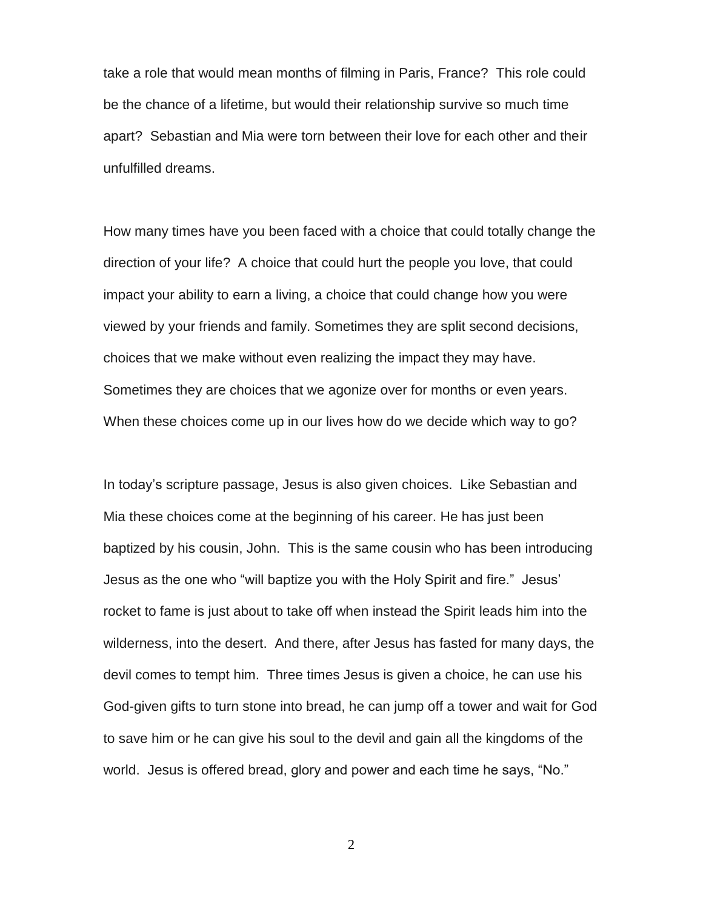take a role that would mean months of filming in Paris, France? This role could be the chance of a lifetime, but would their relationship survive so much time apart? Sebastian and Mia were torn between their love for each other and their unfulfilled dreams.

How many times have you been faced with a choice that could totally change the direction of your life? A choice that could hurt the people you love, that could impact your ability to earn a living, a choice that could change how you were viewed by your friends and family. Sometimes they are split second decisions, choices that we make without even realizing the impact they may have. Sometimes they are choices that we agonize over for months or even years. When these choices come up in our lives how do we decide which way to go?

In today's scripture passage, Jesus is also given choices. Like Sebastian and Mia these choices come at the beginning of his career. He has just been baptized by his cousin, John. This is the same cousin who has been introducing Jesus as the one who "will baptize you with the Holy Spirit and fire." Jesus' rocket to fame is just about to take off when instead the Spirit leads him into the wilderness, into the desert. And there, after Jesus has fasted for many days, the devil comes to tempt him. Three times Jesus is given a choice, he can use his God-given gifts to turn stone into bread, he can jump off a tower and wait for God to save him or he can give his soul to the devil and gain all the kingdoms of the world. Jesus is offered bread, glory and power and each time he says, "No."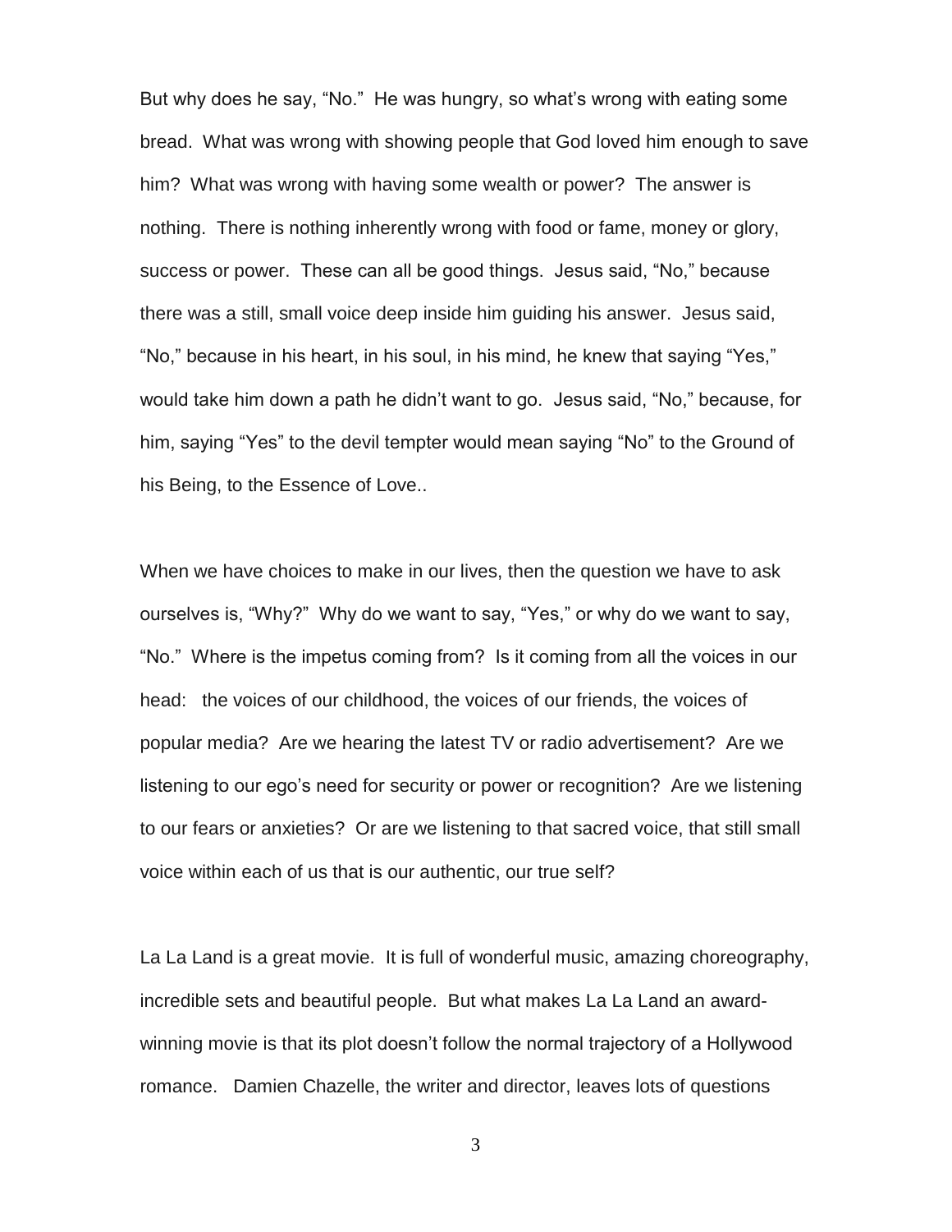But why does he say, "No." He was hungry, so what's wrong with eating some bread. What was wrong with showing people that God loved him enough to save him? What was wrong with having some wealth or power? The answer is nothing. There is nothing inherently wrong with food or fame, money or glory, success or power. These can all be good things. Jesus said, "No," because there was a still, small voice deep inside him guiding his answer. Jesus said, "No," because in his heart, in his soul, in his mind, he knew that saying "Yes," would take him down a path he didn't want to go. Jesus said, "No," because, for him, saying "Yes" to the devil tempter would mean saying "No" to the Ground of his Being, to the Essence of Love..

When we have choices to make in our lives, then the question we have to ask ourselves is, "Why?" Why do we want to say, "Yes," or why do we want to say, "No." Where is the impetus coming from? Is it coming from all the voices in our head: the voices of our childhood, the voices of our friends, the voices of popular media? Are we hearing the latest TV or radio advertisement? Are we listening to our ego's need for security or power or recognition? Are we listening to our fears or anxieties? Or are we listening to that sacred voice, that still small voice within each of us that is our authentic, our true self?

La La Land is a great movie. It is full of wonderful music, amazing choreography, incredible sets and beautiful people. But what makes La La Land an award-winning movie is that its plot doesn't follow the normal trajectory of a Hollywood romance. Damien Chazelle, the writer and director, leaves lots of questions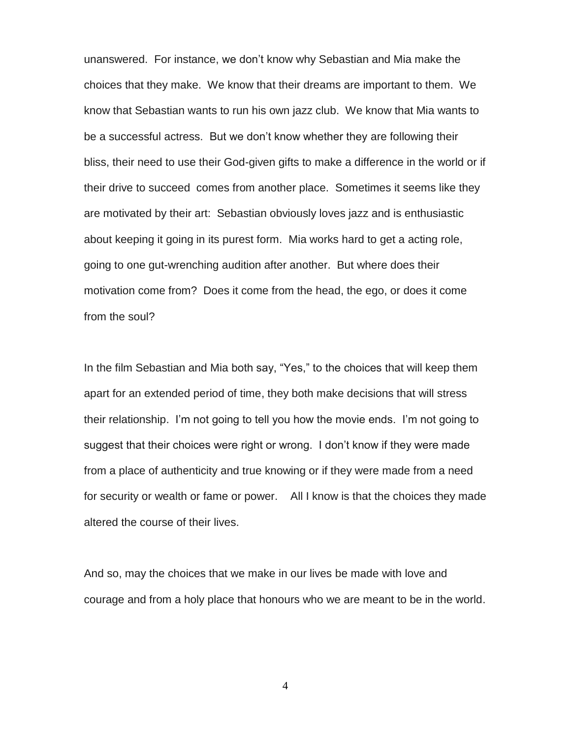unanswered. For instance, we don't know why Sebastian and Mia make the choices that they make. We know that their dreams are important to them. We know that Sebastian wants to run his own jazz club. We know that Mia wants to be a successful actress. But we don't know whether they are following their bliss, their need to use their God-given gifts to make a difference in the world or if their drive to succeed comes from another place. Sometimes it seems like they are motivated by their art: Sebastian obviously loves jazz and is enthusiastic about keeping it going in its purest form. Mia works hard to get a acting role, going to one gut-wrenching audition after another. But where does their motivation come from? Does it come from the head, the ego, or does it come from the soul?

In the film Sebastian and Mia both say, "Yes," to the choices that will keep them apart for an extended period of time, they both make decisions that will stress their relationship. I'm not going to tell you how the movie ends. I'm not going to suggest that their choices were right or wrong. I don't know if they were made from a place of authenticity and true knowing or if they were made from a need for security or wealth or fame or power. All I know is that the choices they made altered the course of their lives.

And so, may the choices that we make in our lives be made with love and courage and from a holy place that honours who we are meant to be in the world.